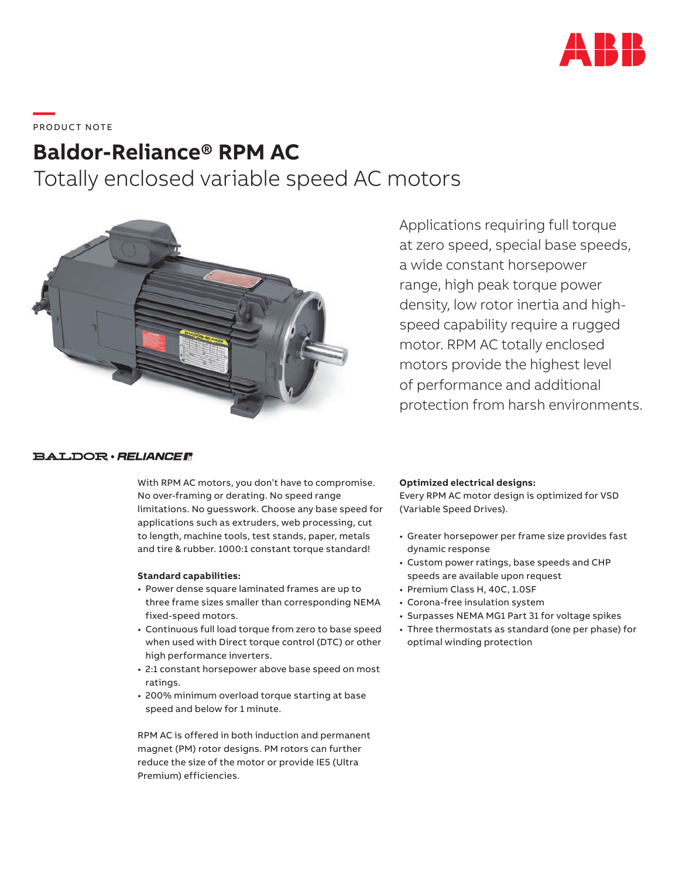PRODUCT NOTE

# Baldor-Reliance® RPM AC

## Totally enclosed variable speed AC motors

Applications requiring full torque at zero speed, special base speeds, a wide constant horsepower range, high peak torque power density, low rotor inertia and high-speed capability require a rugged motor. RPM AC totally enclosed motors provide the highest level of performance and additional protection from harsh environments.

With RPM AC motors, you don't have to compromise. No over-framing or derating. No speed range limitations. No guesswork. Choose any base speed for applications such as extruders, web processing, cut to length, machine tools, test stands, paper, metals and tire & rubber. 1000:1 constant torque standard!

**Standard capabilities:**

- Power dense square laminated frames are up to three frame sizes smaller than corresponding NEMA fixed-speed motors.
- Continuous full load torque from zero to base speed when used with Direct torque control (DTC) or other high performance inverters.
- 2:1 constant horsepower above base speed on most ratings.
- 200% minimum overload torque starting at base speed and below for 1 minute.

RPM AC is offered in both induction and permanent magnet (PM) rotor designs. PM rotors can further reduce the size of the motor or provide IE5 (Ultra Premium) efficiencies.

**Optimized electrical designs:**
Every RPM AC motor design is optimized for VSD (Variable Speed Drives).

- Greater horsepower per frame size provides fast dynamic response
- Custom power ratings, base speeds and CHP speeds are available upon request
- Premium Class H, 40C, 1.0SF
- Corona-free insulation system
- Surpasses NEMA MG1 Part 31 for voltage spikes
- Three thermostats as standard (one per phase) for optimal winding protection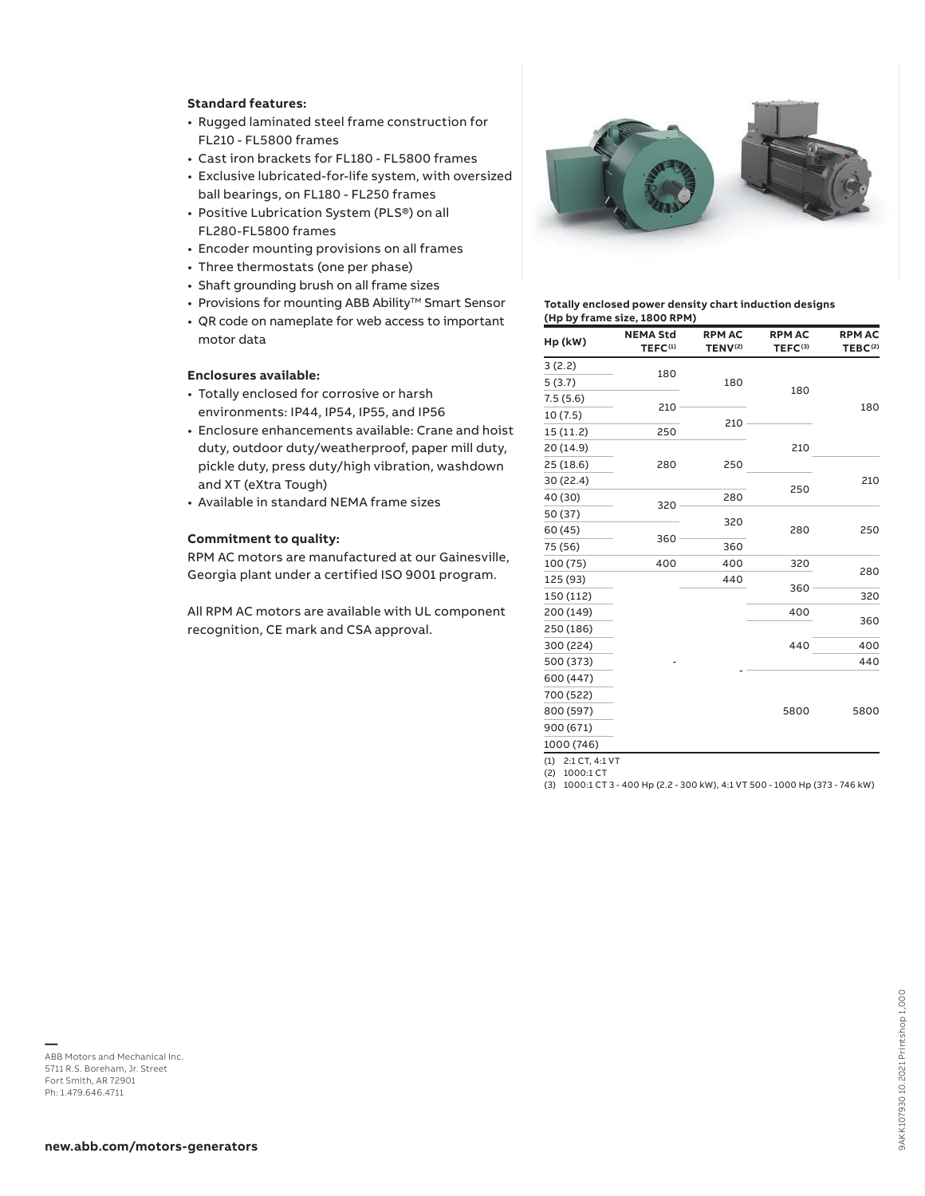**Standard features:**

- Rugged laminated steel frame construction for FL210 - FL5800 frames
- Cast iron brackets for FL180 - FL5800 frames
- Exclusive lubricated-for-life system, with oversized ball bearings, on FL180 - FL250 frames
- Positive Lubrication System (PLS®) on all FL280-FL5800 frames
- Encoder mounting provisions on all frames
- Three thermostats (one per phase)
- Shaft grounding brush on all frame sizes
- Provisions for mounting ABB Ability™ Smart Sensor
- QR code on nameplate for web access to important motor data

**Enclosures available:**

- Totally enclosed for corrosive or harsh environments: IP44, IP54, IP55, and IP56
- Enclosure enhancements available: Crane and hoist duty, outdoor duty/weatherproof, paper mill duty, pickle duty, press duty/high vibration, washdown and XT (eXtra Tough)
- Available in standard NEMA frame sizes

**Commitment to quality:**

RPM AC motors are manufactured at our Gainesville, Georgia plant under a certified ISO 9001 program.

All RPM AC motors are available with UL component recognition, CE mark and CSA approval.

**Totally enclosed power density chart induction designs (Hp by frame size, 1800 RPM)**

| Hp (kW) | NEMA Std TEFC(1) | RPM AC TENV(2) | RPM AC TEFC(3) | RPM AC TEBC(2) |
|---|---|---|---|---|
| 3 (2.2) | 180 | 180 | 180 | 180 |
| 5 (3.7) | 180 | 180 | 180 | 180 |
| 7.5 (5.6) | 210 | 180 | 180 | 180 |
| 10 (7.5) | 210 | 210 | 180 | 180 |
| 15 (11.2) | 250 | 210 | 210 | 180 |
| 20 (14.9) | 280 | 250 | 210 | 210 |
| 25 (18.6) | 280 | 250 | 210 | 210 |
| 30 (22.4) | 280 | 250 | 250 | 210 |
| 40 (30) | 320 | 280 | 250 | 210 |
| 50 (37) | 320 | 320 | 280 | 250 |
| 60 (45) | 360 | 320 | 280 | 250 |
| 75 (56) | 360 | 360 | 280 | 250 |
| 100 (75) | 400 | 400 | 320 | 280 |
| 125 (93) | - | 440 | 360 | 280 |
| 150 (112) | - | - | 360 | 320 |
| 200 (149) | - | - | 400 | 360 |
| 250 (186) | - | - | 440 | 360 |
| 300 (224) | - | - | 440 | 400 |
| 500 (373) | - | - | 5800 | 440 |
| 600 (447) | - | - | 5800 | 5800 |
| 700 (522) | - | - | 5800 | 5800 |
| 800 (597) | - | - | 5800 | 5800 |
| 900 (671) | - | - | 5800 | 5800 |
| 1000 (746) | - | - | 5800 | 5800 |

(1) 2:1 CT, 4:1 VT
(2) 1000:1 CT
(3) 1000:1 CT 3 - 400 Hp (2.2 - 300 kW), 4:1 VT 500 - 1000 Hp (373 - 746 kW)

ABB Motors and Mechanical Inc.
5711 R.S. Boreham, Jr. Street
Fort Smith, AR 72901
Ph: 1.479.646.4711

**new.abb.com/motors-generators**

9AKK107930 10.2021 Printshop 1,000